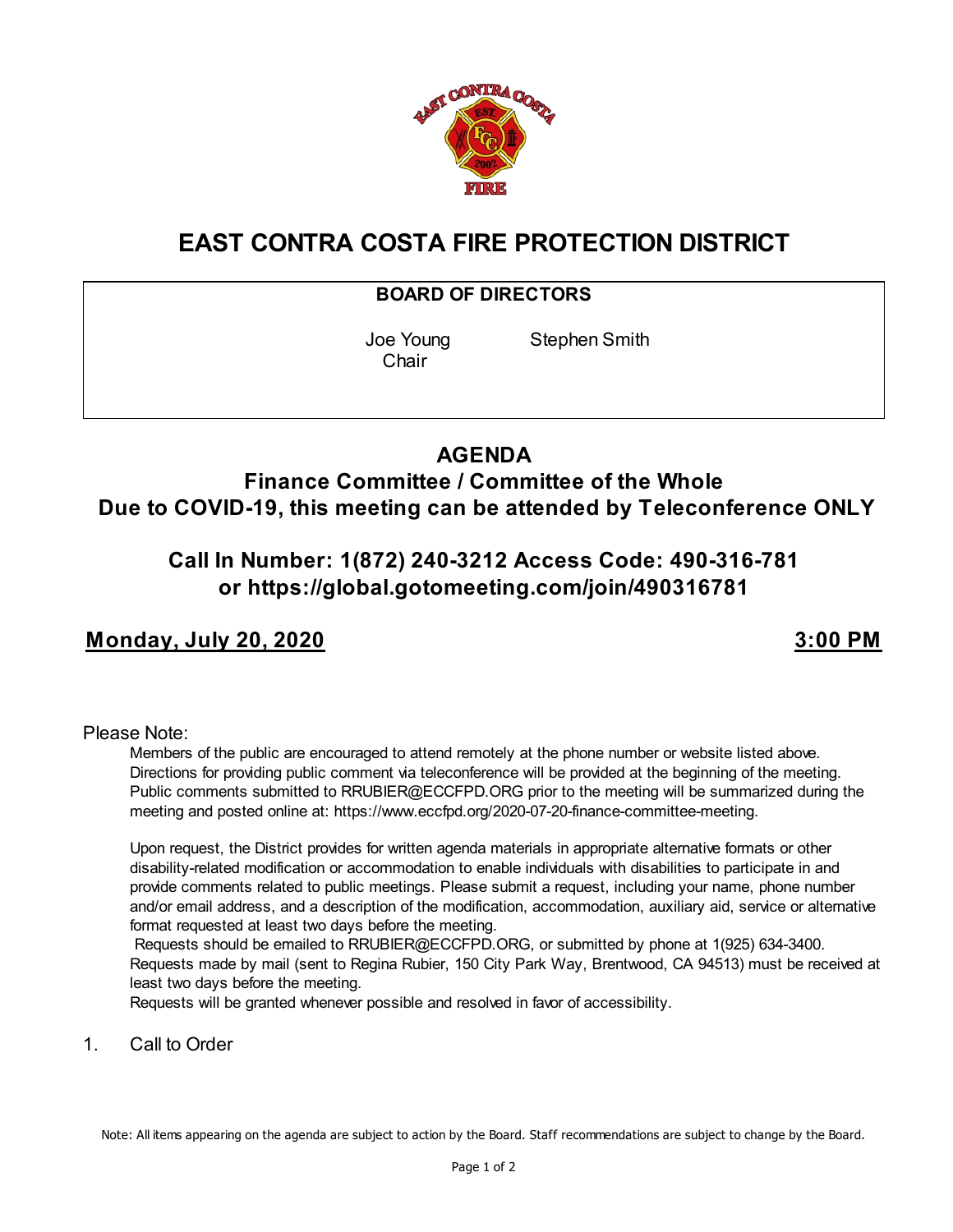# EAST CONTRA COSTA FIRE PROTECTION DISTRICT

**BOARD OF DIRECTORS**

Joe Young
Chair

Stephen Smith

## AGENDA

### Finance Committee / Committee of the Whole

### Due to COVID-19, this meeting can be attended by Teleconference ONLY

### Call In Number: 1(872) 240-3212 Access Code: 490-316-781 or https://global.gotomeeting.com/join/490316781

**Monday, July 20, 2020** **3:00 PM**

Please Note:

Members of the public are encouraged to attend remotely at the phone number or website listed above. Directions for providing public comment via teleconference will be provided at the beginning of the meeting. Public comments submitted to RRUBIER@ECCFPD.ORG prior to the meeting will be summarized during the meeting and posted online at: https://www.eccfpd.org/2020-07-20-finance-committee-meeting.

Upon request, the District provides for written agenda materials in appropriate alternative formats or other disability-related modification or accommodation to enable individuals with disabilities to participate in and provide comments related to public meetings. Please submit a request, including your name, phone number and/or email address, and a description of the modification, accommodation, auxiliary aid, service or alternative format requested at least two days before the meeting.

Requests should be emailed to RRUBIER@ECCFPD.ORG, or submitted by phone at 1(925) 634-3400. Requests made by mail (sent to Regina Rubier, 150 City Park Way, Brentwood, CA 94513) must be received at least two days before the meeting.

Requests will be granted whenever possible and resolved in favor of accessibility.

1. Call to Order

Note: All items appearing on the agenda are subject to action by the Board. Staff recommendations are subject to change by the Board.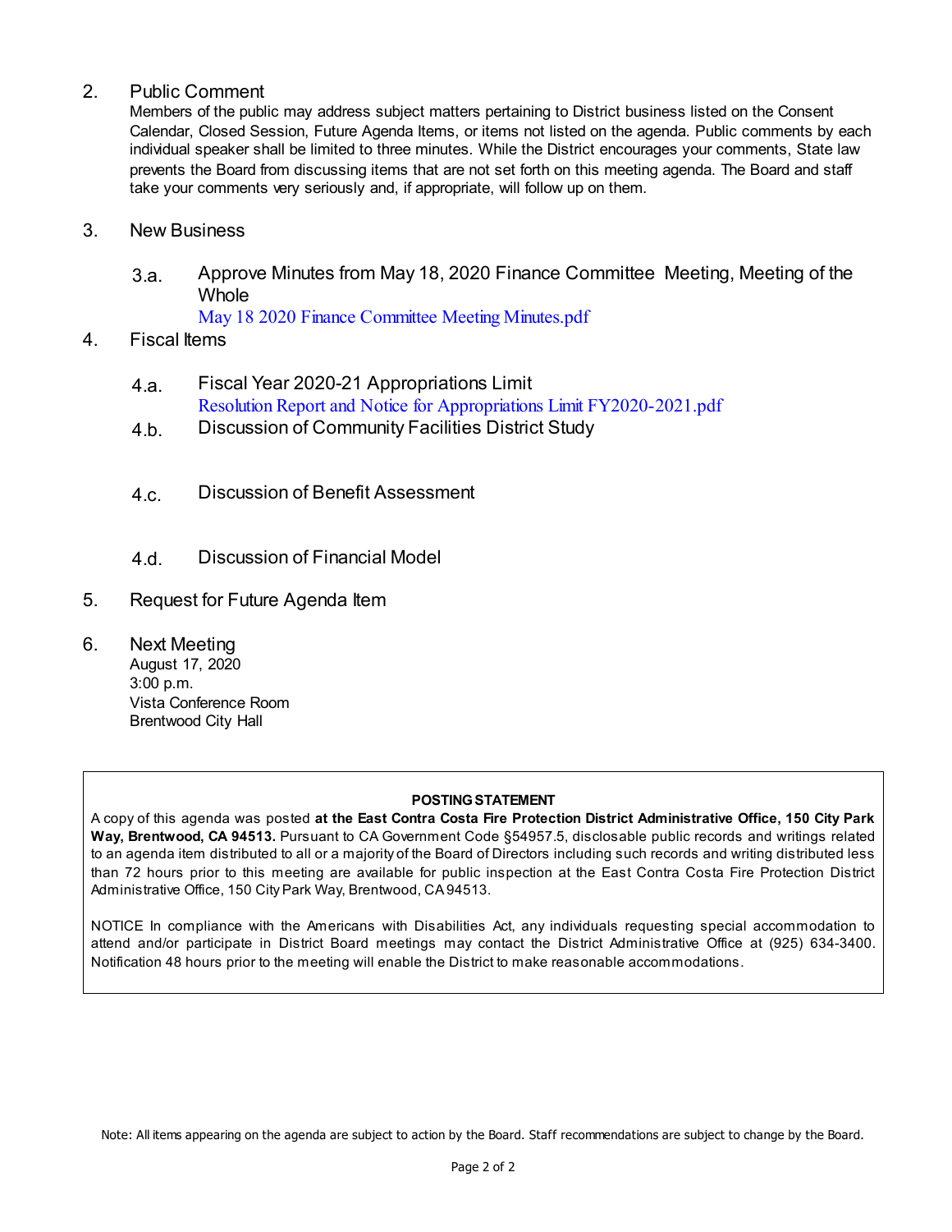2. Public Comment

   Members of the public may address subject matters pertaining to District business listed on the Consent Calendar, Closed Session, Future Agenda Items, or items not listed on the agenda. Public comments by each individual speaker shall be limited to three minutes. While the District encourages your comments, State law prevents the Board from discussing items that are not set forth on this meeting agenda. The Board and staff take your comments very seriously and, if appropriate, will follow up on them.

3. New Business

   3.a. Approve Minutes from May 18, 2020 Finance Committee Meeting, Meeting of the Whole

   May 18 2020 Finance Committee Meeting Minutes.pdf

4. Fiscal Items

   4.a. Fiscal Year 2020-21 Appropriations Limit

   Resolution Report and Notice for Appropriations Limit FY2020-2021.pdf

   4.b. Discussion of Community Facilities District Study

   4.c. Discussion of Benefit Assessment

   4.d. Discussion of Financial Model

5. Request for Future Agenda Item

6. Next Meeting

   August 17, 2020
   3:00 p.m.
   Vista Conference Room
   Brentwood City Hall

**POSTING STATEMENT**

A copy of this agenda was posted **at the East Contra Costa Fire Protection District Administrative Office, 150 City Park Way, Brentwood, CA 94513.** Pursuant to CA Government Code §54957.5, disclosable public records and writings related to an agenda item distributed to all or a majority of the Board of Directors including such records and writing distributed less than 72 hours prior to this meeting are available for public inspection at the East Contra Costa Fire Protection District Administrative Office, 150 City Park Way, Brentwood, CA 94513.

NOTICE In compliance with the Americans with Disabilities Act, any individuals requesting special accommodation to attend and/or participate in District Board meetings may contact the District Administrative Office at (925) 634-3400. Notification 48 hours prior to the meeting will enable the District to make reasonable accommodations.

Note: All items appearing on the agenda are subject to action by the Board. Staff recommendations are subject to change by the Board.